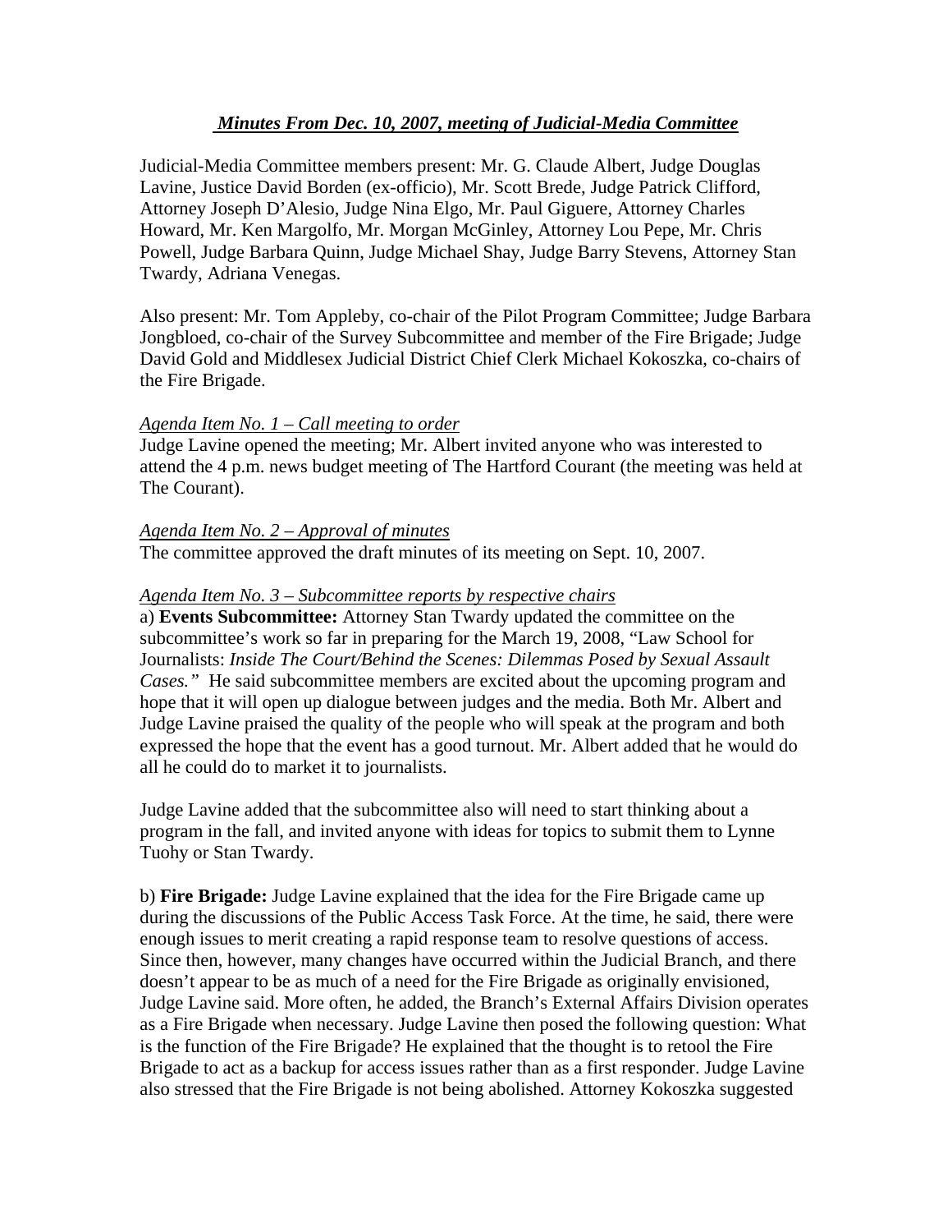## *Minutes From Dec. 10, 2007, meeting of Judicial-Media Committee*

Judicial-Media Committee members present: Mr. G. Claude Albert, Judge Douglas Lavine, Justice David Borden (ex-officio), Mr. Scott Brede, Judge Patrick Clifford, Attorney Joseph D'Alesio, Judge Nina Elgo, Mr. Paul Giguere, Attorney Charles Howard, Mr. Ken Margolfo, Mr. Morgan McGinley, Attorney Lou Pepe, Mr. Chris Powell, Judge Barbara Quinn, Judge Michael Shay, Judge Barry Stevens, Attorney Stan Twardy, Adriana Venegas.

Also present: Mr. Tom Appleby, co-chair of the Pilot Program Committee; Judge Barbara Jongbloed, co-chair of the Survey Subcommittee and member of the Fire Brigade; Judge David Gold and Middlesex Judicial District Chief Clerk Michael Kokoszka, co-chairs of the Fire Brigade.

*Agenda Item No. 1 – Call meeting to order*

Judge Lavine opened the meeting; Mr. Albert invited anyone who was interested to attend the 4 p.m. news budget meeting of The Hartford Courant (the meeting was held at The Courant).

*Agenda Item No. 2 – Approval of minutes*

The committee approved the draft minutes of its meeting on Sept. 10, 2007.

*Agenda Item No. 3 – Subcommittee reports by respective chairs*

a) **Events Subcommittee:** Attorney Stan Twardy updated the committee on the subcommittee's work so far in preparing for the March 19, 2008, "Law School for Journalists: *Inside The Court/Behind the Scenes: Dilemmas Posed by Sexual Assault Cases."* He said subcommittee members are excited about the upcoming program and hope that it will open up dialogue between judges and the media. Both Mr. Albert and Judge Lavine praised the quality of the people who will speak at the program and both expressed the hope that the event has a good turnout. Mr. Albert added that he would do all he could do to market it to journalists.

Judge Lavine added that the subcommittee also will need to start thinking about a program in the fall, and invited anyone with ideas for topics to submit them to Lynne Tuohy or Stan Twardy.

b) **Fire Brigade:** Judge Lavine explained that the idea for the Fire Brigade came up during the discussions of the Public Access Task Force. At the time, he said, there were enough issues to merit creating a rapid response team to resolve questions of access. Since then, however, many changes have occurred within the Judicial Branch, and there doesn't appear to be as much of a need for the Fire Brigade as originally envisioned, Judge Lavine said. More often, he added, the Branch's External Affairs Division operates as a Fire Brigade when necessary. Judge Lavine then posed the following question: What is the function of the Fire Brigade? He explained that the thought is to retool the Fire Brigade to act as a backup for access issues rather than as a first responder. Judge Lavine also stressed that the Fire Brigade is not being abolished. Attorney Kokoszka suggested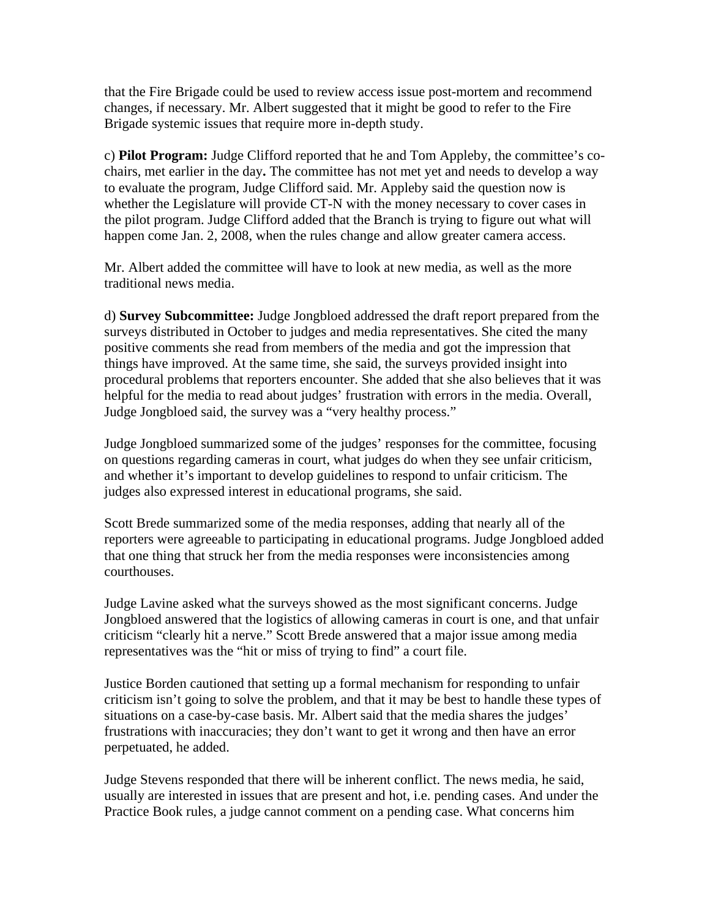that the Fire Brigade could be used to review access issue post-mortem and recommend changes, if necessary. Mr. Albert suggested that it might be good to refer to the Fire Brigade systemic issues that require more in-depth study.

c) **Pilot Program:** Judge Clifford reported that he and Tom Appleby, the committee's co-chairs, met earlier in the day**.** The committee has not met yet and needs to develop a way to evaluate the program, Judge Clifford said. Mr. Appleby said the question now is whether the Legislature will provide CT-N with the money necessary to cover cases in the pilot program. Judge Clifford added that the Branch is trying to figure out what will happen come Jan. 2, 2008, when the rules change and allow greater camera access.

Mr. Albert added the committee will have to look at new media, as well as the more traditional news media.

d) **Survey Subcommittee:** Judge Jongbloed addressed the draft report prepared from the surveys distributed in October to judges and media representatives. She cited the many positive comments she read from members of the media and got the impression that things have improved. At the same time, she said, the surveys provided insight into procedural problems that reporters encounter. She added that she also believes that it was helpful for the media to read about judges' frustration with errors in the media. Overall, Judge Jongbloed said, the survey was a "very healthy process."

Judge Jongbloed summarized some of the judges' responses for the committee, focusing on questions regarding cameras in court, what judges do when they see unfair criticism, and whether it's important to develop guidelines to respond to unfair criticism. The judges also expressed interest in educational programs, she said.

Scott Brede summarized some of the media responses, adding that nearly all of the reporters were agreeable to participating in educational programs. Judge Jongbloed added that one thing that struck her from the media responses were inconsistencies among courthouses.

Judge Lavine asked what the surveys showed as the most significant concerns. Judge Jongbloed answered that the logistics of allowing cameras in court is one, and that unfair criticism "clearly hit a nerve." Scott Brede answered that a major issue among media representatives was the "hit or miss of trying to find" a court file.

Justice Borden cautioned that setting up a formal mechanism for responding to unfair criticism isn't going to solve the problem, and that it may be best to handle these types of situations on a case-by-case basis. Mr. Albert said that the media shares the judges' frustrations with inaccuracies; they don't want to get it wrong and then have an error perpetuated, he added.

Judge Stevens responded that there will be inherent conflict. The news media, he said, usually are interested in issues that are present and hot, i.e. pending cases. And under the Practice Book rules, a judge cannot comment on a pending case. What concerns him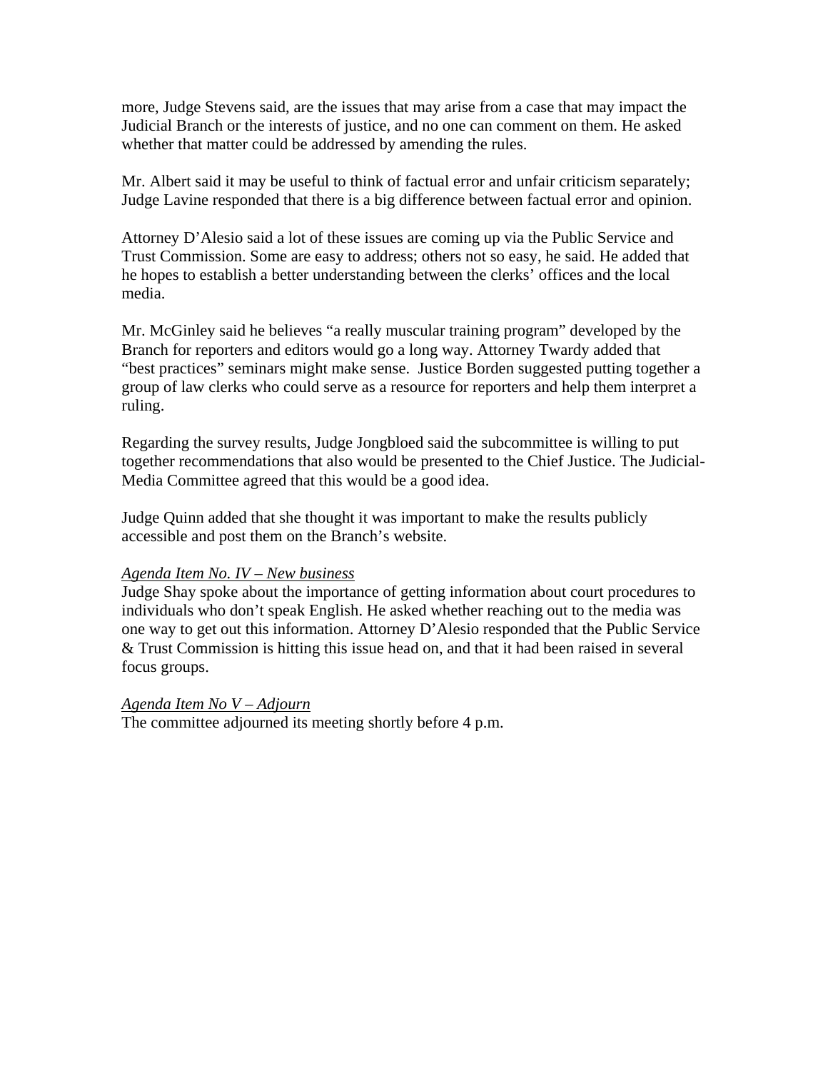more, Judge Stevens said, are the issues that may arise from a case that may impact the Judicial Branch or the interests of justice, and no one can comment on them. He asked whether that matter could be addressed by amending the rules.

Mr. Albert said it may be useful to think of factual error and unfair criticism separately; Judge Lavine responded that there is a big difference between factual error and opinion.

Attorney D'Alesio said a lot of these issues are coming up via the Public Service and Trust Commission. Some are easy to address; others not so easy, he said. He added that he hopes to establish a better understanding between the clerks' offices and the local media.

Mr. McGinley said he believes "a really muscular training program" developed by the Branch for reporters and editors would go a long way. Attorney Twardy added that "best practices" seminars might make sense. Justice Borden suggested putting together a group of law clerks who could serve as a resource for reporters and help them interpret a ruling.

Regarding the survey results, Judge Jongbloed said the subcommittee is willing to put together recommendations that also would be presented to the Chief Justice. The Judicial-Media Committee agreed that this would be a good idea.

Judge Quinn added that she thought it was important to make the results publicly accessible and post them on the Branch's website.

*Agenda Item No. IV – New business*

Judge Shay spoke about the importance of getting information about court procedures to individuals who don't speak English. He asked whether reaching out to the media was one way to get out this information. Attorney D'Alesio responded that the Public Service & Trust Commission is hitting this issue head on, and that it had been raised in several focus groups.

*Agenda Item No V – Adjourn*

The committee adjourned its meeting shortly before 4 p.m.